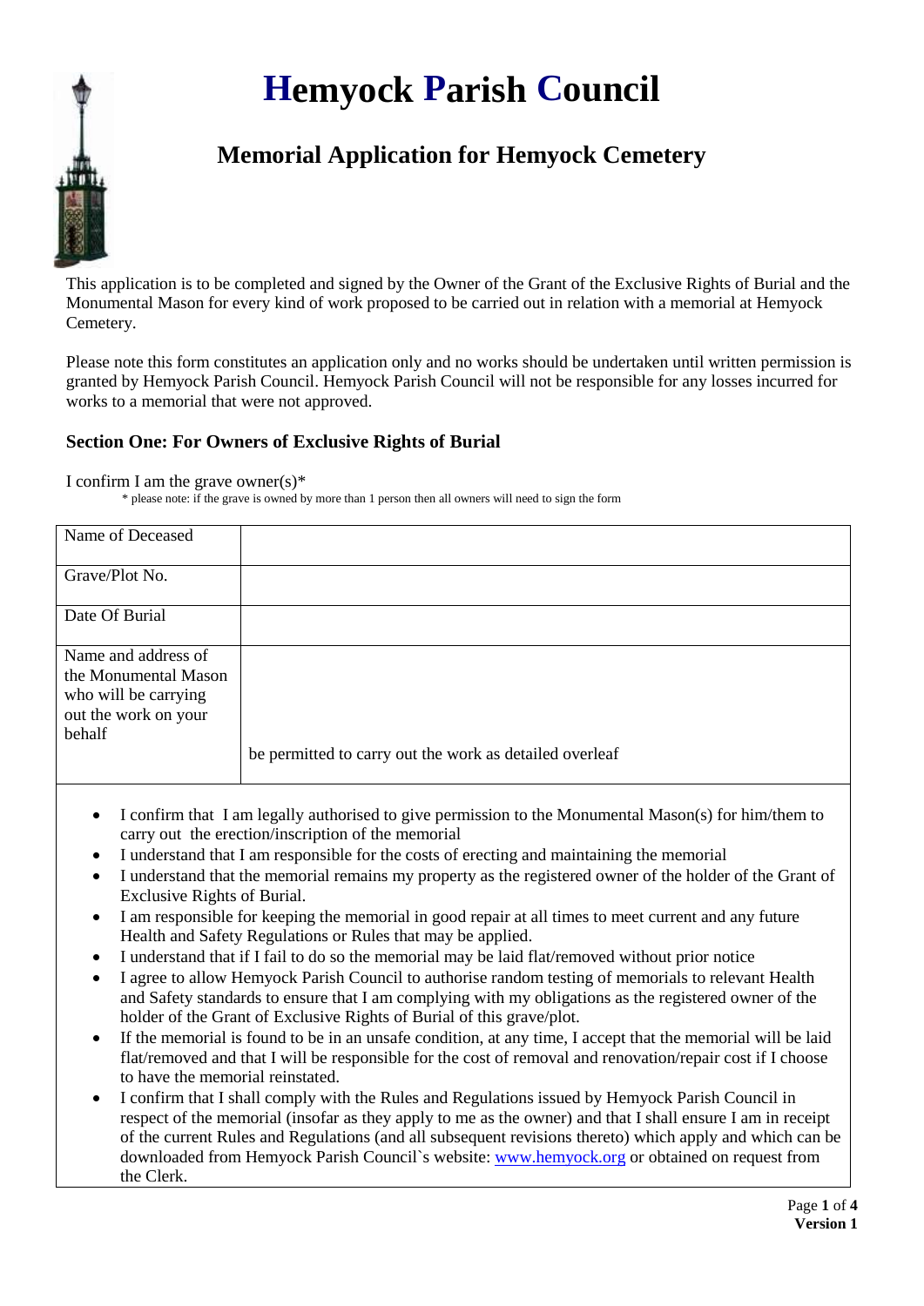# Hemyock Parish Council

## Memorial Application for Hemyock Cemetery

This application is to be completed and signed by the Owner of the Grant of the Exclusive Rights of Burial and the Monumental Mason for every kind of work proposed to be carried out in relation with a memorial at Hemyock Cemetery.

Please note this form constitutes an application only and no works should be undertaken until written permission is granted by Hemyock Parish Council. Hemyock Parish Council will not be responsible for any losses incurred for works to a memorial that were not approved.

### Section One: For Owners of Exclusive Rights of Burial

I confirm I am the grave owner(s)*

\* please note: if the grave is owned by more than 1 person then all owners will need to sign the form

| | |
|---|---|
| Name of Deceased | |
| Grave/Plot No. | |
| Date Of Burial | |
| Name and address of the Monumental Mason who will be carrying out the work on your behalf | be permitted to carry out the work as detailed overleaf |

- I confirm that I am legally authorised to give permission to the Monumental Mason(s) for him/them to carry out the erection/inscription of the memorial
- I understand that I am responsible for the costs of erecting and maintaining the memorial
- I understand that the memorial remains my property as the registered owner of the holder of the Grant of Exclusive Rights of Burial.
- I am responsible for keeping the memorial in good repair at all times to meet current and any future Health and Safety Regulations or Rules that may be applied.
- I understand that if I fail to do so the memorial may be laid flat/removed without prior notice
- I agree to allow Hemyock Parish Council to authorise random testing of memorials to relevant Health and Safety standards to ensure that I am complying with my obligations as the registered owner of the holder of the Grant of Exclusive Rights of Burial of this grave/plot.
- If the memorial is found to be in an unsafe condition, at any time, I accept that the memorial will be laid flat/removed and that I will be responsible for the cost of removal and renovation/repair cost if I choose to have the memorial reinstated.
- I confirm that I shall comply with the Rules and Regulations issued by Hemyock Parish Council in respect of the memorial (insofar as they apply to me as the owner) and that I shall ensure I am in receipt of the current Rules and Regulations (and all subsequent revisions thereto) which apply and which can be downloaded from Hemyock Parish Council`s website: [www.hemyock.org](http://www.hemyock.org) or obtained on request from the Clerk.

**Version 1**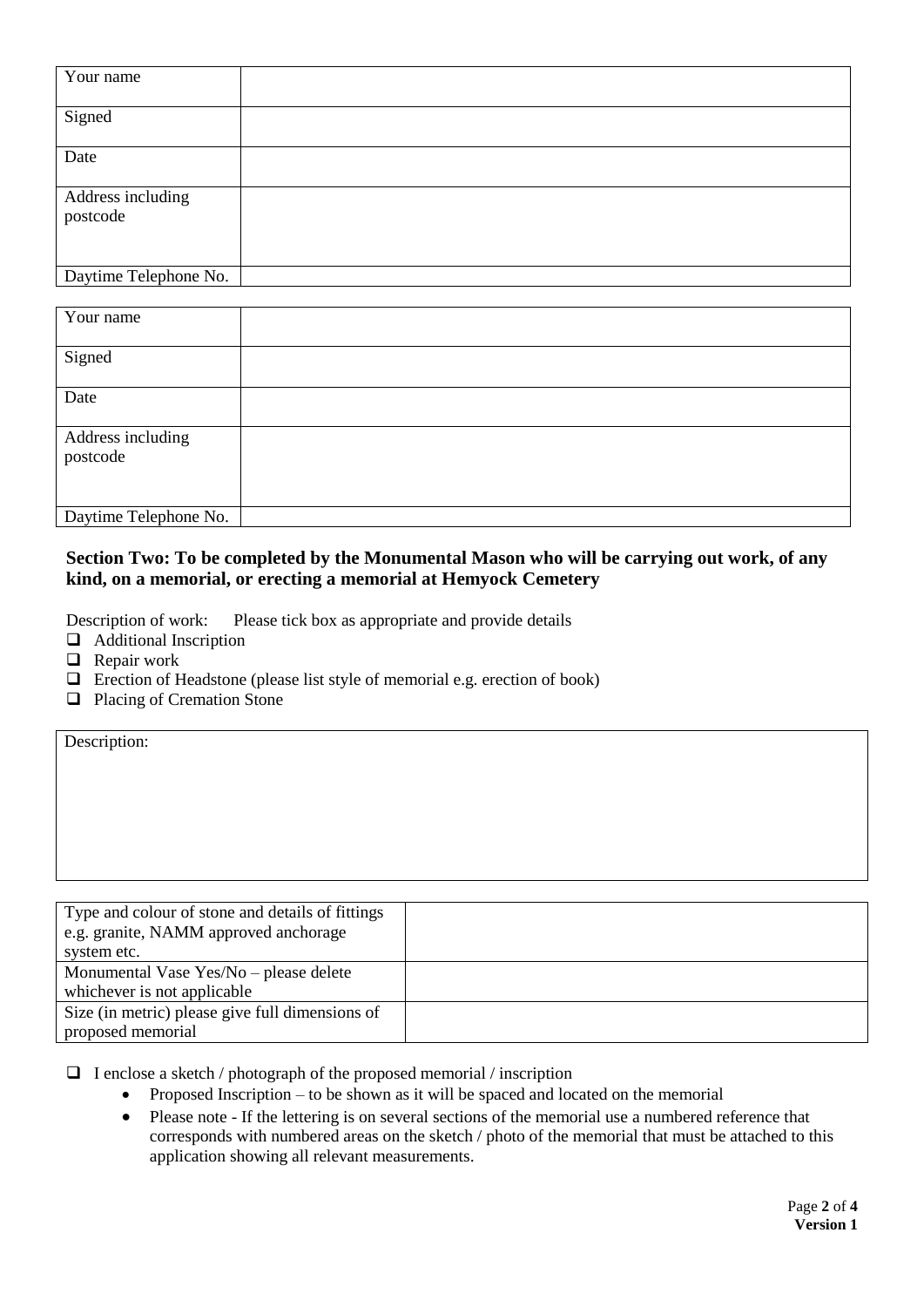| Your name | |
|---|---|
| Signed | |
| Date | |
| Address including postcode | |
| Daytime Telephone No. | |

| Your name | |
|---|---|
| Signed | |
| Date | |
| Address including postcode | |
| Daytime Telephone No. | |

### Section Two: To be completed by the Monumental Mason who will be carrying out work, of any kind, on a memorial, or erecting a memorial at Hemyock Cemetery

Description of work: Please tick box as appropriate and provide details

- ☐ Additional Inscription
- ☐ Repair work
- ☐ Erection of Headstone (please list style of memorial e.g. erection of book)
- ☐ Placing of Cremation Stone

| Description: |
|---|
| |

| Type and colour of stone and details of fittings e.g. granite, NAMM approved anchorage system etc. | |
|---|---|
| Monumental Vase Yes/No – please delete whichever is not applicable | |
| Size (in metric) please give full dimensions of proposed memorial | |

☐ I enclose a sketch / photograph of the proposed memorial / inscription

- Proposed Inscription – to be shown as it will be spaced and located on the memorial
- Please note - If the lettering is on several sections of the memorial use a numbered reference that corresponds with numbered areas on the sketch / photo of the memorial that must be attached to this application showing all relevant measurements.

**Version 1**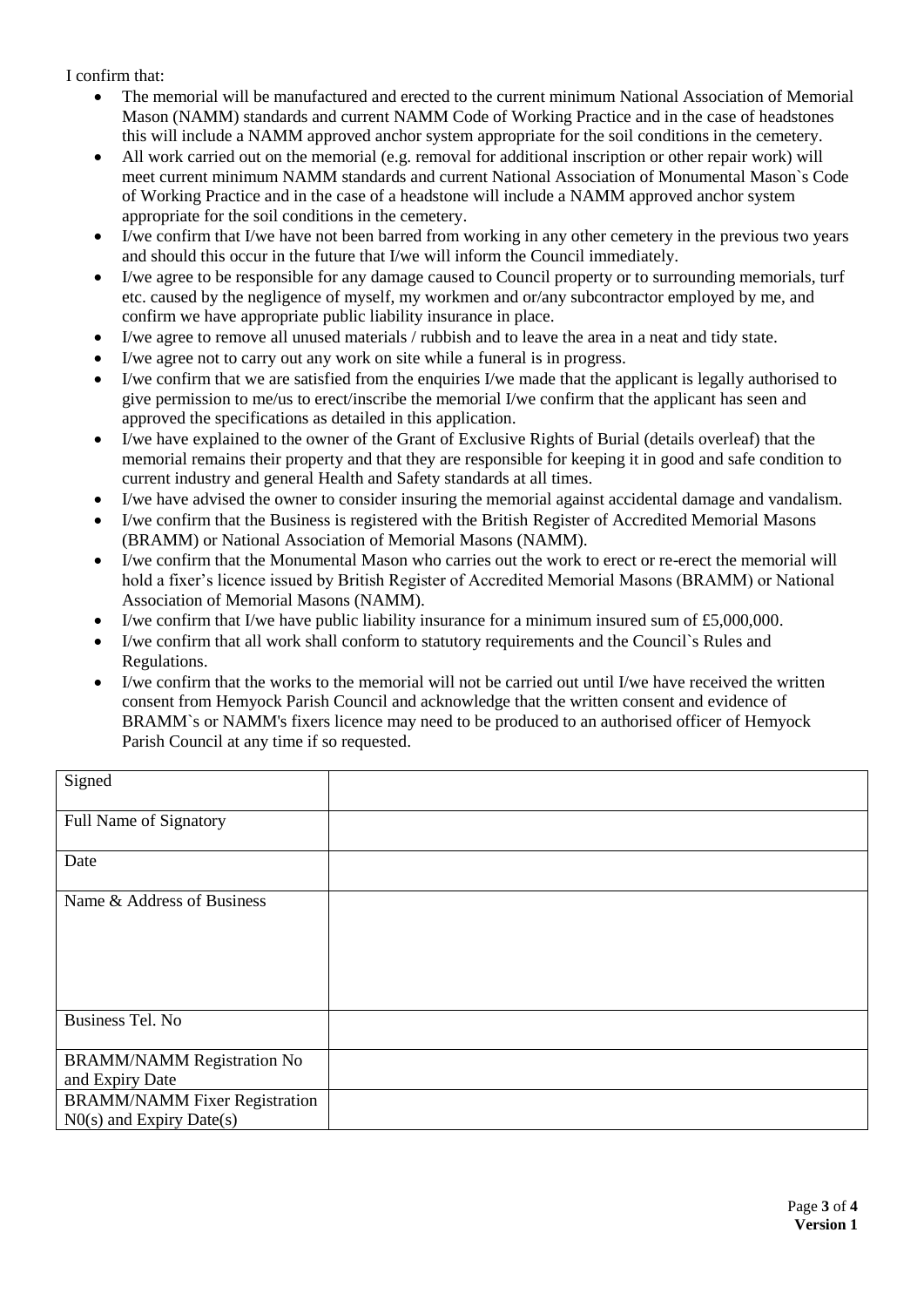I confirm that:

- The memorial will be manufactured and erected to the current minimum National Association of Memorial Mason (NAMM) standards and current NAMM Code of Working Practice and in the case of headstones this will include a NAMM approved anchor system appropriate for the soil conditions in the cemetery.
- All work carried out on the memorial (e.g. removal for additional inscription or other repair work) will meet current minimum NAMM standards and current National Association of Monumental Mason`s Code of Working Practice and in the case of a headstone will include a NAMM approved anchor system appropriate for the soil conditions in the cemetery.
- I/we confirm that I/we have not been barred from working in any other cemetery in the previous two years and should this occur in the future that I/we will inform the Council immediately.
- I/we agree to be responsible for any damage caused to Council property or to surrounding memorials, turf etc. caused by the negligence of myself, my workmen and or/any subcontractor employed by me, and confirm we have appropriate public liability insurance in place.
- I/we agree to remove all unused materials / rubbish and to leave the area in a neat and tidy state.
- I/we agree not to carry out any work on site while a funeral is in progress.
- I/we confirm that we are satisfied from the enquiries I/we made that the applicant is legally authorised to give permission to me/us to erect/inscribe the memorial I/we confirm that the applicant has seen and approved the specifications as detailed in this application.
- I/we have explained to the owner of the Grant of Exclusive Rights of Burial (details overleaf) that the memorial remains their property and that they are responsible for keeping it in good and safe condition to current industry and general Health and Safety standards at all times.
- I/we have advised the owner to consider insuring the memorial against accidental damage and vandalism.
- I/we confirm that the Business is registered with the British Register of Accredited Memorial Masons (BRAMM) or National Association of Memorial Masons (NAMM).
- I/we confirm that the Monumental Mason who carries out the work to erect or re-erect the memorial will hold a fixer's licence issued by British Register of Accredited Memorial Masons (BRAMM) or National Association of Memorial Masons (NAMM).
- I/we confirm that I/we have public liability insurance for a minimum insured sum of £5,000,000.
- I/we confirm that all work shall conform to statutory requirements and the Council`s Rules and Regulations.
- I/we confirm that the works to the memorial will not be carried out until I/we have received the written consent from Hemyock Parish Council and acknowledge that the written consent and evidence of BRAMM`s or NAMM's fixers licence may need to be produced to an authorised officer of Hemyock Parish Council at any time if so requested.

| Signed | |
|---|---|
| Full Name of Signatory | |
| Date | |
| Name & Address of Business | |
| Business Tel. No | |
| BRAMM/NAMM Registration No and Expiry Date | |
| BRAMM/NAMM Fixer Registration N0(s) and Expiry Date(s) | |

**Version 1**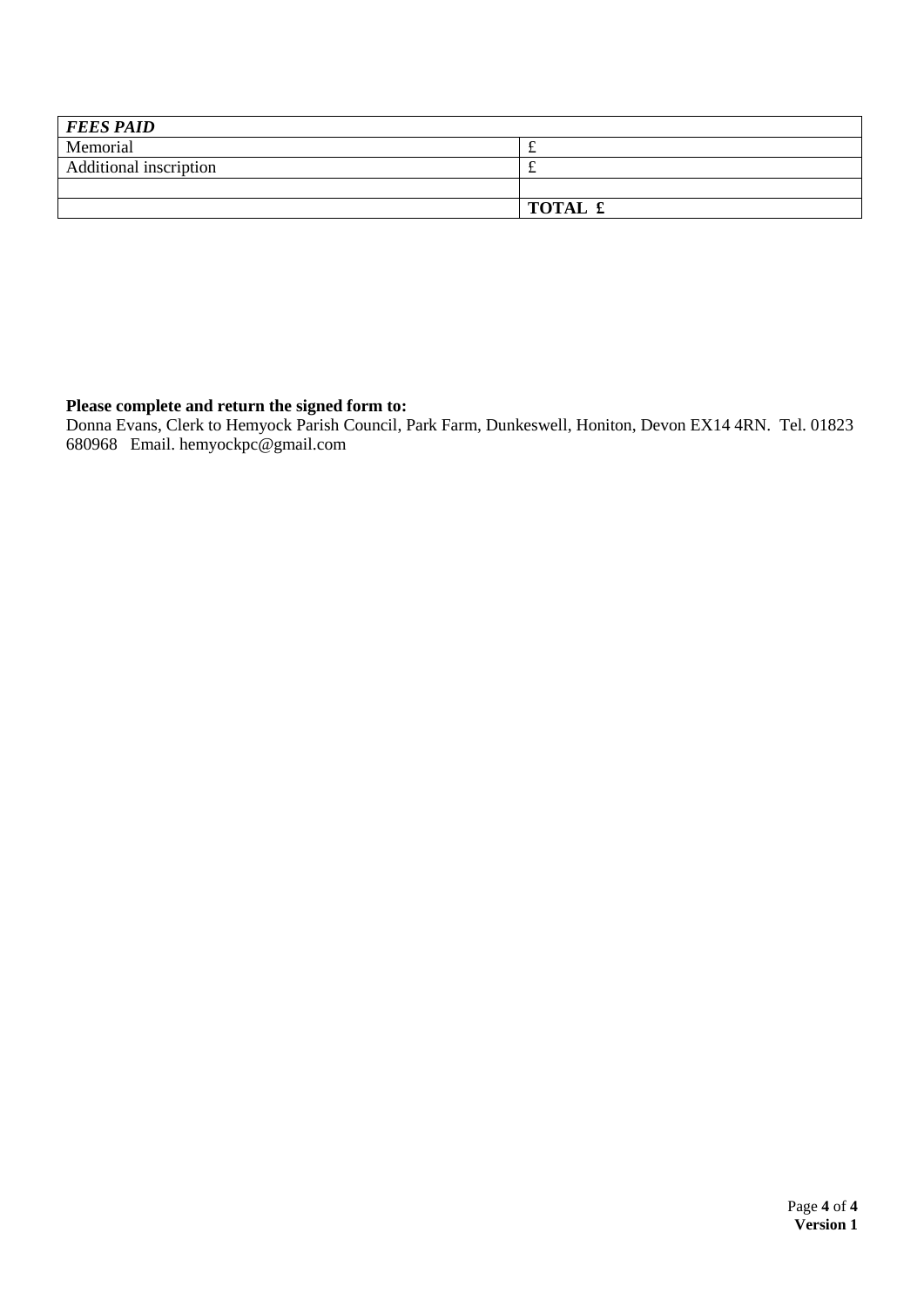| *FEES PAID* | |
|---|---|
| Memorial | £ |
| Additional inscription | £ |
| | |
| | **TOTAL £** |

**Please complete and return the signed form to:**
Donna Evans, Clerk to Hemyock Parish Council, Park Farm, Dunkeswell, Honiton, Devon EX14 4RN. Tel. 01823 680968 Email. hemyockpc@gmail.com

**Version 1**